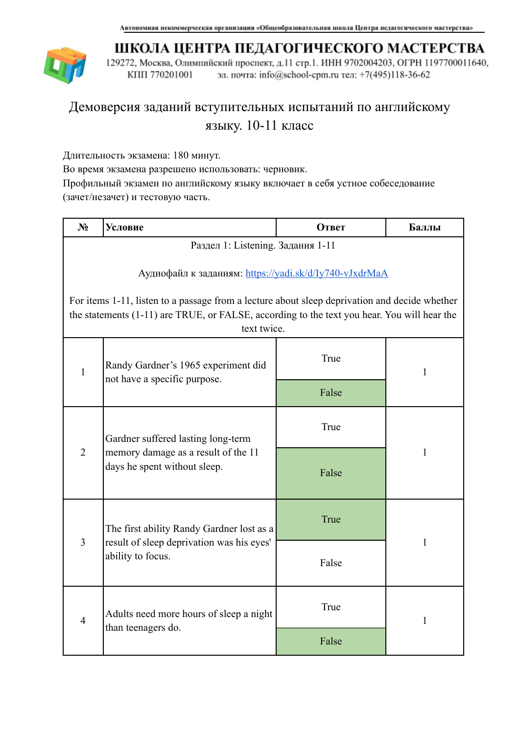Автономная некоммерческая организация «Общеобразовательная школа Центра педагогического мастерства»

# ШКОЛА ЦЕНТРА ПЕДАГОГИЧЕСКОГО МАСТЕРСТВА

129272, Москва, Олимпийский проспект, д.11 стр.1. ИНН 9702004203, ОГРН 1197700011640, КПП 770201001 эл. почта: info@school-cpm.ru тел: +7(495)118-36-62

## Демоверсия заданий вступительных испытаний по английскому языку. 10-11 класс

Длительность экзамена: 180 минут.
Во время экзамена разрешено использовать: черновик.
Профильный экзамен по английскому языку включает в себя устное собеседование (зачет/незачет) и тестовую часть.

| № | Условие | Ответ | Баллы |
|---|---|---|---|
| Раздел 1: Listening. Задания 1-11<br><br>Аудиофайл к заданиям: https://yadi.sk/d/Iy740-vJxdrMaA<br><br>For items 1-11, listen to a passage from a lecture about sleep deprivation and decide whether the statements (1-11) are TRUE, or FALSE, according to the text you hear. You will hear the text twice. | | | |
| 1 | Randy Gardner's 1965 experiment did not have a specific purpose. | True<br>**False** | 1 |
| 2 | Gardner suffered lasting long-term memory damage as a result of the 11 days he spent without sleep. | True<br>**False** | 1 |
| 3 | The first ability Randy Gardner lost as a result of sleep deprivation was his eyes' ability to focus. | **True**<br>False | 1 |
| 4 | Adults need more hours of sleep a night than teenagers do. | True<br>**False** | 1 |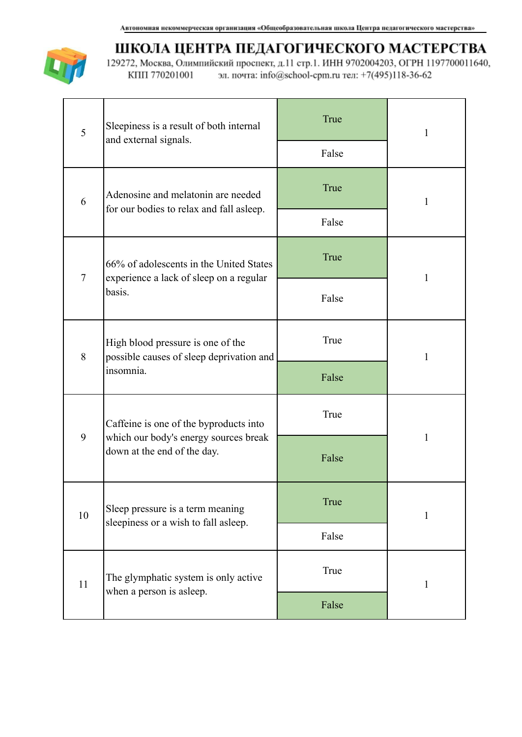| | | | |
|---|---|---|---|
| 5 | Sleepiness is a result of both internal and external signals. | **True** / False | 1 |
| 6 | Adenosine and melatonin are needed for our bodies to relax and fall asleep. | **True** / False | 1 |
| 7 | 66% of adolescents in the United States experience a lack of sleep on a regular basis. | **True** / False | 1 |
| 8 | High blood pressure is one of the possible causes of sleep deprivation and insomnia. | True / **False** | 1 |
| 9 | Caffeine is one of the byproducts into which our body's energy sources break down at the end of the day. | True / **False** | 1 |
| 10 | Sleep pressure is a term meaning sleepiness or a wish to fall asleep. | **True** / False | 1 |
| 11 | The glymphatic system is only active when a person is asleep. | True / **False** | 1 |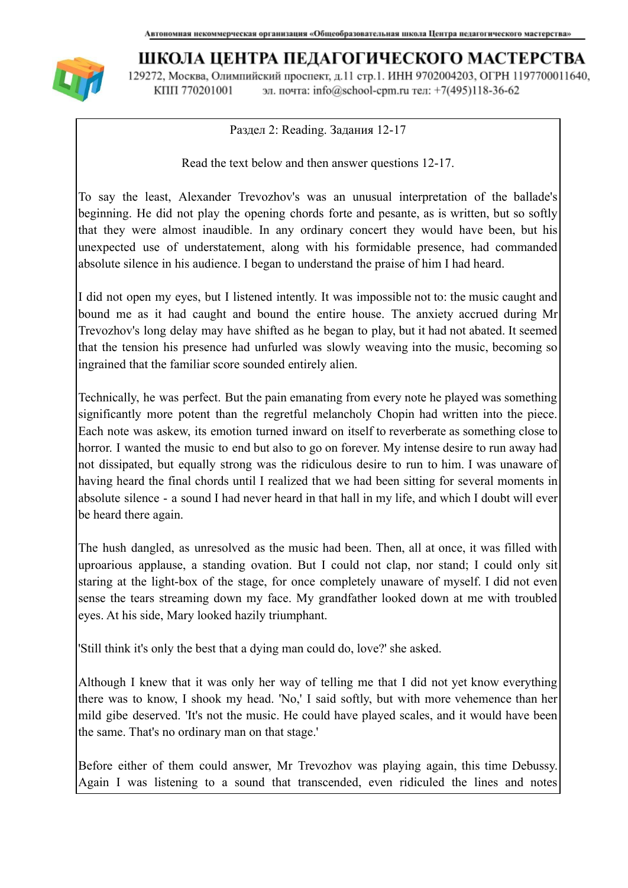Раздел 2: Reading. Задания 12-17

Read the text below and then answer questions 12-17.

To say the least, Alexander Trevozhov's was an unusual interpretation of the ballade's beginning. He did not play the opening chords forte and pesante, as is written, but so softly that they were almost inaudible. In any ordinary concert they would have been, but his unexpected use of understatement, along with his formidable presence, had commanded absolute silence in his audience. I began to understand the praise of him I had heard.

I did not open my eyes, but I listened intently. It was impossible not to: the music caught and bound me as it had caught and bound the entire house. The anxiety accrued during Mr Trevozhov's long delay may have shifted as he began to play, but it had not abated. It seemed that the tension his presence had unfurled was slowly weaving into the music, becoming so ingrained that the familiar score sounded entirely alien.

Technically, he was perfect. But the pain emanating from every note he played was something significantly more potent than the regretful melancholy Chopin had written into the piece. Each note was askew, its emotion turned inward on itself to reverberate as something close to horror. I wanted the music to end but also to go on forever. My intense desire to run away had not dissipated, but equally strong was the ridiculous desire to run to him. I was unaware of having heard the final chords until I realized that we had been sitting for several moments in absolute silence - a sound I had never heard in that hall in my life, and which I doubt will ever be heard there again.

The hush dangled, as unresolved as the music had been. Then, all at once, it was filled with uproarious applause, a standing ovation. But I could not clap, nor stand; I could only sit staring at the light-box of the stage, for once completely unaware of myself. I did not even sense the tears streaming down my face. My grandfather looked down at me with troubled eyes. At his side, Mary looked hazily triumphant.

'Still think it's only the best that a dying man could do, love?' she asked.

Although I knew that it was only her way of telling me that I did not yet know everything there was to know, I shook my head. 'No,' I said softly, but with more vehemence than her mild gibe deserved. 'It's not the music. He could have played scales, and it would have been the same. That's no ordinary man on that stage.'

Before either of them could answer, Mr Trevozhov was playing again, this time Debussy. Again I was listening to a sound that transcended, even ridiculed the lines and notes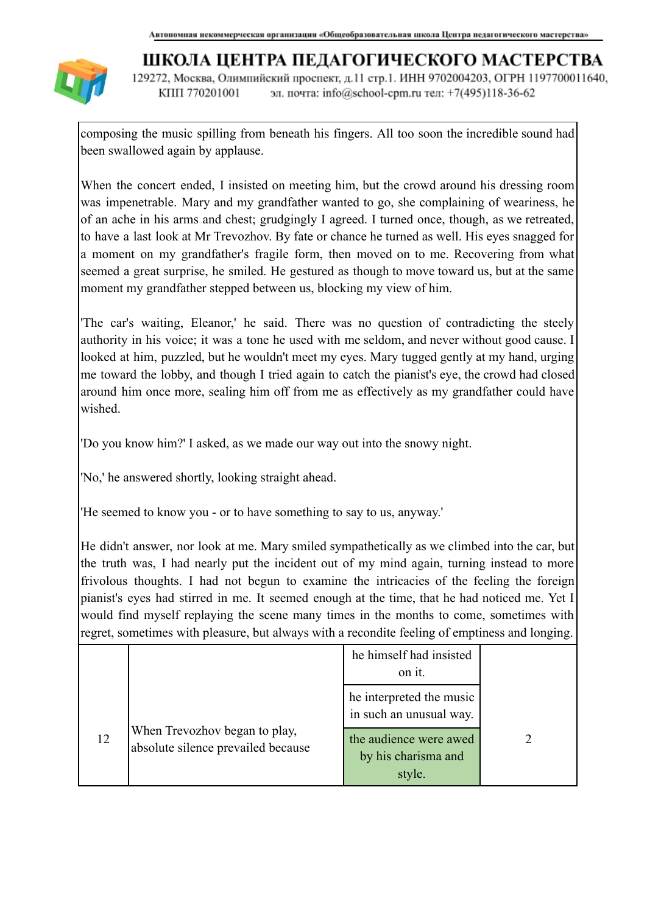composing the music spilling from beneath his fingers. All too soon the incredible sound had been swallowed again by applause.

When the concert ended, I insisted on meeting him, but the crowd around his dressing room was impenetrable. Mary and my grandfather wanted to go, she complaining of weariness, he of an ache in his arms and chest; grudgingly I agreed. I turned once, though, as we retreated, to have a last look at Mr Trevozhov. By fate or chance he turned as well. His eyes snagged for a moment on my grandfather's fragile form, then moved on to me. Recovering from what seemed a great surprise, he smiled. He gestured as though to move toward us, but at the same moment my grandfather stepped between us, blocking my view of him.

'The car's waiting, Eleanor,' he said. There was no question of contradicting the steely authority in his voice; it was a tone he used with me seldom, and never without good cause. I looked at him, puzzled, but he wouldn't meet my eyes. Mary tugged gently at my hand, urging me toward the lobby, and though I tried again to catch the pianist's eye, the crowd had closed around him once more, sealing him off from me as effectively as my grandfather could have wished.

'Do you know him?' I asked, as we made our way out into the snowy night.

'No,' he answered shortly, looking straight ahead.

'He seemed to know you - or to have something to say to us, anyway.'

He didn't answer, nor look at me. Mary smiled sympathetically as we climbed into the car, but the truth was, I had nearly put the incident out of my mind again, turning instead to more frivolous thoughts. I had not begun to examine the intricacies of the feeling the foreign pianist's eyes had stirred in me. It seemed enough at the time, that he had noticed me. Yet I would find myself replaying the scene many times in the months to come, sometimes with regret, sometimes with pleasure, but always with a recondite feeling of emptiness and longing.

| | | | |
|---|---|---|---|
| 12 | When Trevozhov began to play, absolute silence prevailed because | he himself had insisted on it. | 2 |
| | | he interpreted the music in such an unusual way. | |
| | | the audience were awed by his charisma and style. | |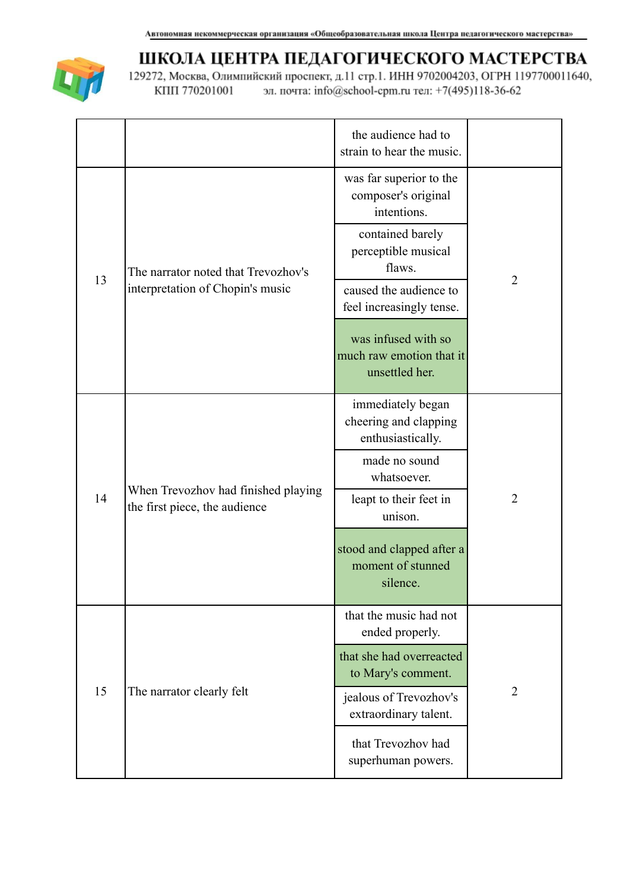| | | | |
|---|---|---|---|
| | | the audience had to strain to hear the music. | |
| 13 | The narrator noted that Trevozhov's interpretation of Chopin's music | was far superior to the composer's original intentions. | 2 |
| | | contained barely perceptible musical flaws. | |
| | | caused the audience to feel increasingly tense. | |
| | | **was infused with so much raw emotion that it unsettled her.** | |
| 14 | When Trevozhov had finished playing the first piece, the audience | immediately began cheering and clapping enthusiastically. | 2 |
| | | made no sound whatsoever. | |
| | | leapt to their feet in unison. | |
| | | **stood and clapped after a moment of stunned silence.** | |
| 15 | The narrator clearly felt | that the music had not ended properly. | 2 |
| | | **that she had overreacted to Mary's comment.** | |
| | | jealous of Trevozhov's extraordinary talent. | |
| | | that Trevozhov had superhuman powers. | |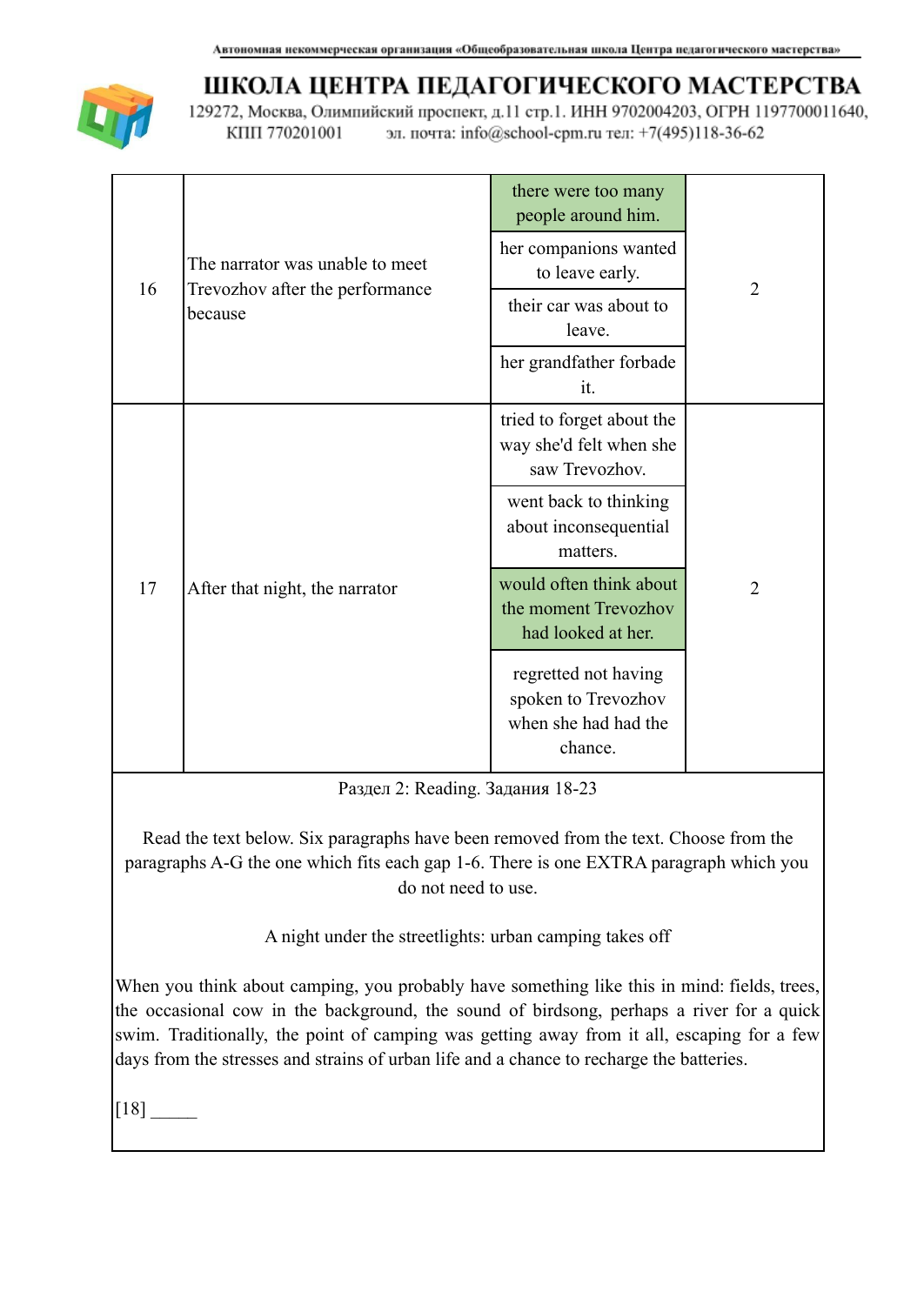| | | | |
|---|---|---|---|
| 16 | The narrator was unable to meet Trevozhov after the performance because | there were too many people around him. | 2 |
| | | her companions wanted to leave early. | |
| | | their car was about to leave. | |
| | | her grandfather forbade it. | |
| 17 | After that night, the narrator | tried to forget about the way she'd felt when she saw Trevozhov. | 2 |
| | | went back to thinking about inconsequential matters. | |
| | | would often think about the moment Trevozhov had looked at her. | |
| | | regretted not having spoken to Trevozhov when she had had the chance. | |

Раздел 2: Reading. Задания 18-23

Read the text below. Six paragraphs have been removed from the text. Choose from the paragraphs A-G the one which fits each gap 1-6. There is one EXTRA paragraph which you do not need to use.

A night under the streetlights: urban camping takes off

When you think about camping, you probably have something like this in mind: fields, trees, the occasional cow in the background, the sound of birdsong, perhaps a river for a quick swim. Traditionally, the point of camping was getting away from it all, escaping for a few days from the stresses and strains of urban life and a chance to recharge the batteries.

[18] _____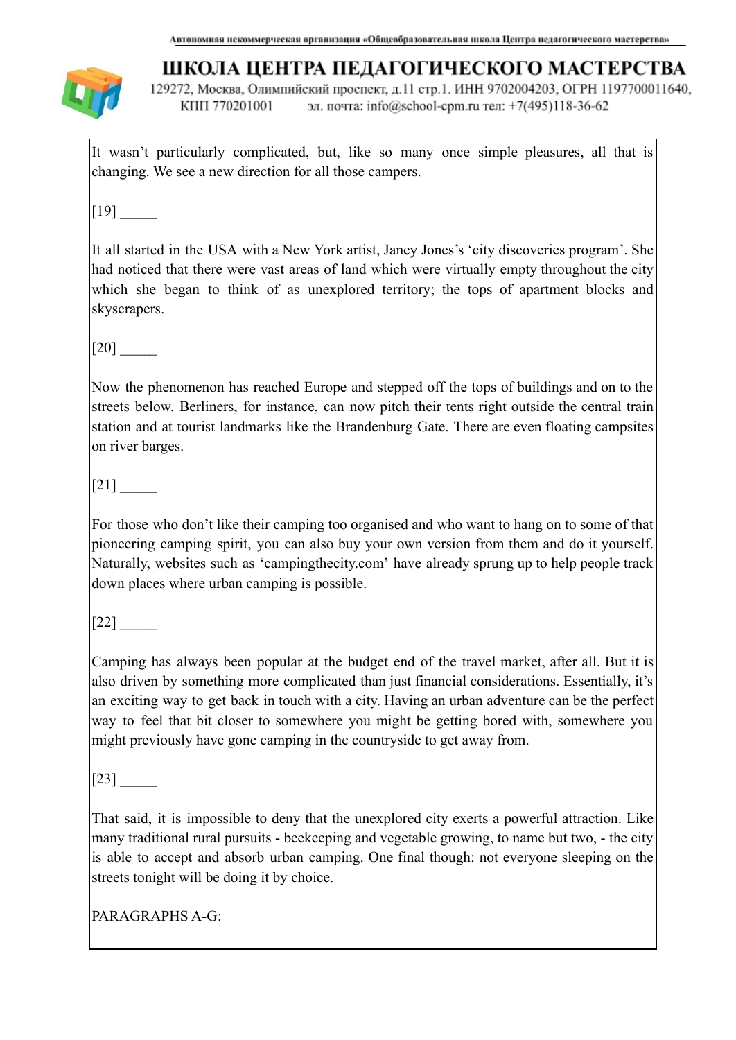It wasn't particularly complicated, but, like so many once simple pleasures, all that is changing. We see a new direction for all those campers.

[19] _____

It all started in the USA with a New York artist, Janey Jones's 'city discoveries program'. She had noticed that there were vast areas of land which were virtually empty throughout the city which she began to think of as unexplored territory; the tops of apartment blocks and skyscrapers.

[20] _____

Now the phenomenon has reached Europe and stepped off the tops of buildings and on to the streets below. Berliners, for instance, can now pitch their tents right outside the central train station and at tourist landmarks like the Brandenburg Gate. There are even floating campsites on river barges.

[21] _____

For those who don't like their camping too organised and who want to hang on to some of that pioneering camping spirit, you can also buy your own version from them and do it yourself. Naturally, websites such as 'campingthecity.com' have already sprung up to help people track down places where urban camping is possible.

[22] _____

Camping has always been popular at the budget end of the travel market, after all. But it is also driven by something more complicated than just financial considerations. Essentially, it's an exciting way to get back in touch with a city. Having an urban adventure can be the perfect way to feel that bit closer to somewhere you might be getting bored with, somewhere you might previously have gone camping in the countryside to get away from.

[23] _____

That said, it is impossible to deny that the unexplored city exerts a powerful attraction. Like many traditional rural pursuits - beekeeping and vegetable growing, to name but two, - the city is able to accept and absorb urban camping. One final though: not everyone sleeping on the streets tonight will be doing it by choice.

PARAGRAPHS A-G: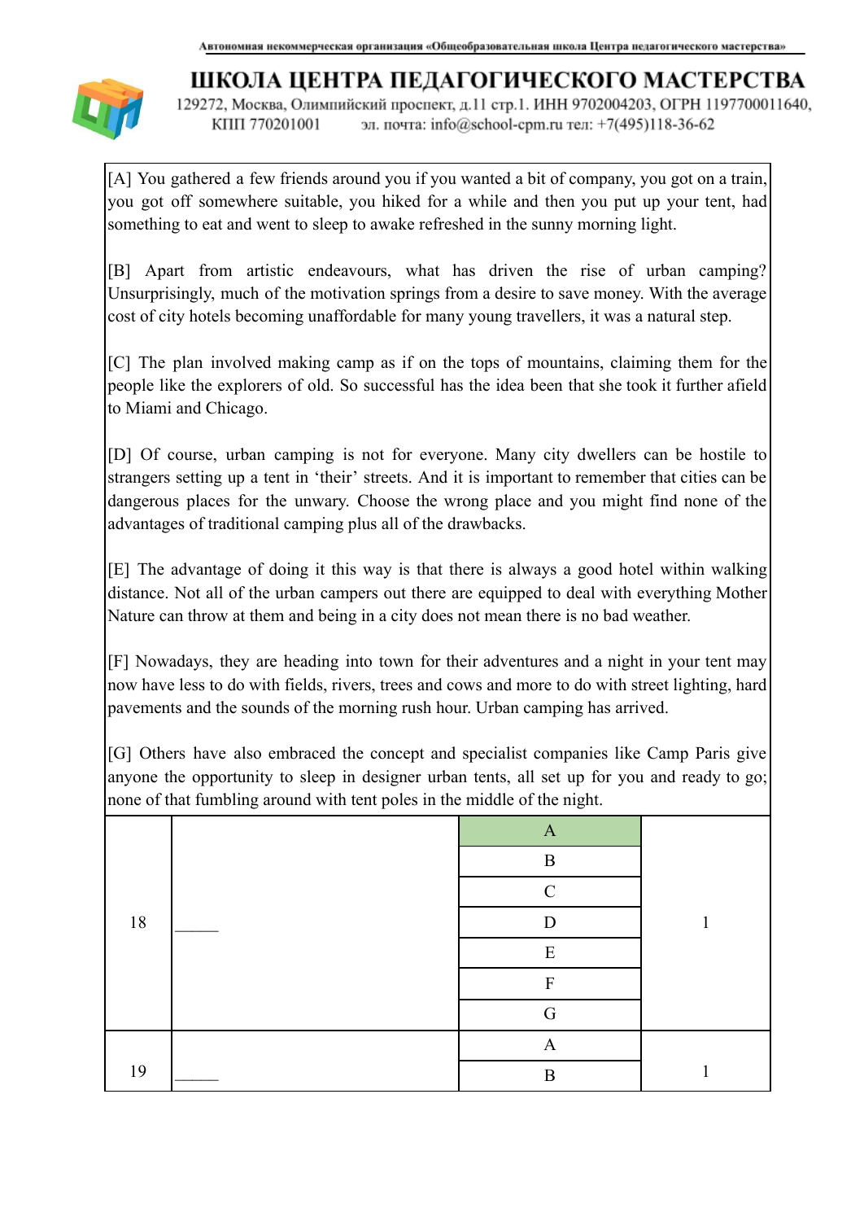[A] You gathered a few friends around you if you wanted a bit of company, you got on a train, you got off somewhere suitable, you hiked for a while and then you put up your tent, had something to eat and went to sleep to awake refreshed in the sunny morning light.

[B] Apart from artistic endeavours, what has driven the rise of urban camping? Unsurprisingly, much of the motivation springs from a desire to save money. With the average cost of city hotels becoming unaffordable for many young travellers, it was a natural step.

[C] The plan involved making camp as if on the tops of mountains, claiming them for the people like the explorers of old. So successful has the idea been that she took it further afield to Miami and Chicago.

[D] Of course, urban camping is not for everyone. Many city dwellers can be hostile to strangers setting up a tent in 'their' streets. And it is important to remember that cities can be dangerous places for the unwary. Choose the wrong place and you might find none of the advantages of traditional camping plus all of the drawbacks.

[E] The advantage of doing it this way is that there is always a good hotel within walking distance. Not all of the urban campers out there are equipped to deal with everything Mother Nature can throw at them and being in a city does not mean there is no bad weather.

[F] Nowadays, they are heading into town for their adventures and a night in your tent may now have less to do with fields, rivers, trees and cows and more to do with street lighting, hard pavements and the sounds of the morning rush hour. Urban camping has arrived.

[G] Others have also embraced the concept and specialist companies like Camp Paris give anyone the opportunity to sleep in designer urban tents, all set up for you and ready to go; none of that fumbling around with tent poles in the middle of the night.

| | | | |
|---|---|---|---|
| 18 | _____ | A | 1 |
| | | B | |
| | | C | |
| | | D | |
| | | E | |
| | | F | |
| | | G | |
| 19 | _____ | A | 1 |
| | | B | |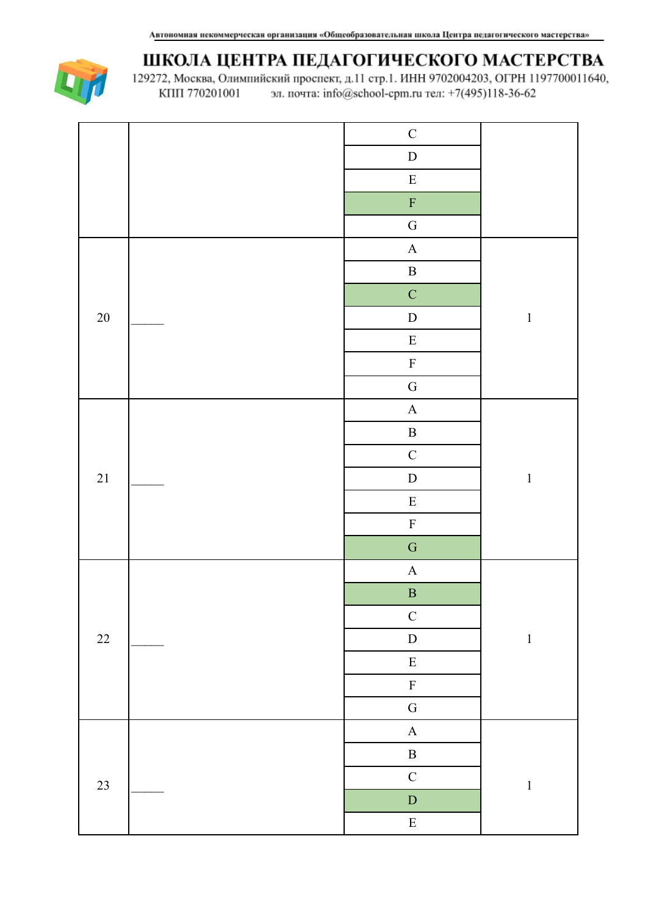| | | | |
|---|---|---|---|
| | | C | |
| | | D | |
| | | E | |
| | | **F** | |
| | | G | |
| 20 | _____ | A | 1 |
| | | B | |
| | | **C** | |
| | | D | |
| | | E | |
| | | F | |
| | | G | |
| 21 | _____ | A | 1 |
| | | B | |
| | | C | |
| | | D | |
| | | E | |
| | | F | |
| | | **G** | |
| 22 | _____ | A | 1 |
| | | **B** | |
| | | C | |
| | | D | |
| | | E | |
| | | F | |
| | | G | |
| 23 | _____ | A | 1 |
| | | B | |
| | | C | |
| | | **D** | |
| | | E | |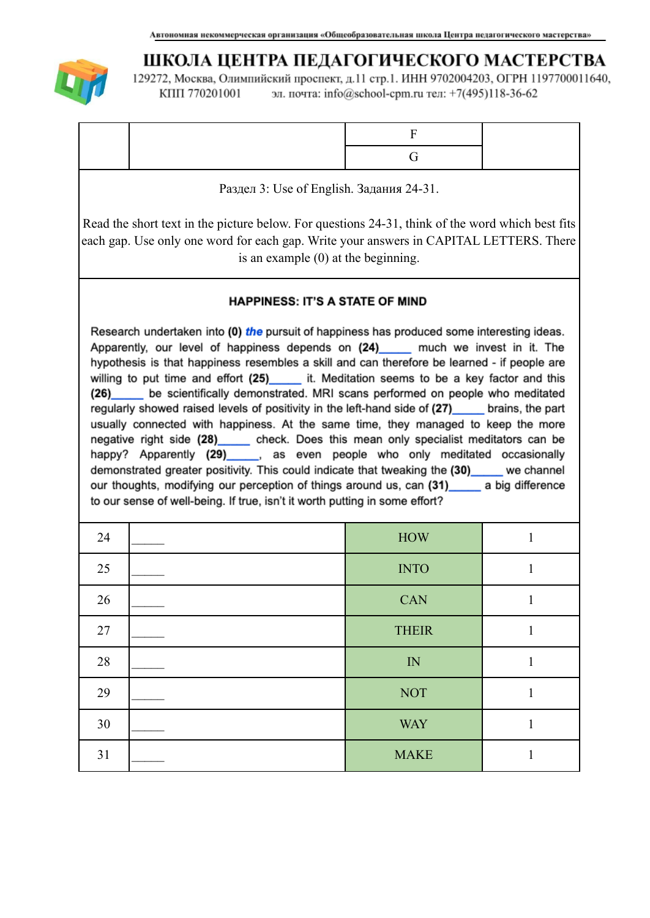| | | F | |
|---|---|---|---|
| | | G | |

Раздел 3: Use of English. Задания 24-31.

Read the short text in the picture below. For questions 24-31, think of the word which best fits each gap. Use only one word for each gap. Write your answers in CAPITAL LETTERS. There is an example (0) at the beginning.

**HAPPINESS: IT'S A STATE OF MIND**

Research undertaken into **(0)** ***the*** pursuit of happiness has produced some interesting ideas. Apparently, our level of happiness depends on **(24)**_____ much we invest in it. The hypothesis is that happiness resembles a skill and can therefore be learned - if people are willing to put time and effort **(25)**_____ it. Meditation seems to be a key factor and this **(26)**_____ be scientifically demonstrated. MRI scans performed on people who meditated regularly showed raised levels of positivity in the left-hand side of **(27)**_____ brains, the part usually connected with happiness. At the same time, they managed to keep the more negative right side **(28)**_____ check. Does this mean only specialist meditators can be happy? Apparently **(29)**_____, as even people who only meditated occasionally demonstrated greater positivity. This could indicate that tweaking the **(30)**_____ we channel our thoughts, modifying our perception of things around us, can **(31)**_____ a big difference to our sense of well-being. If true, isn't it worth putting in some effort?

| | | | |
|---|---|---|---|
| 24 | _____ | HOW | 1 |
| 25 | _____ | INTO | 1 |
| 26 | _____ | CAN | 1 |
| 27 | _____ | THEIR | 1 |
| 28 | _____ | IN | 1 |
| 29 | _____ | NOT | 1 |
| 30 | _____ | WAY | 1 |
| 31 | _____ | MAKE | 1 |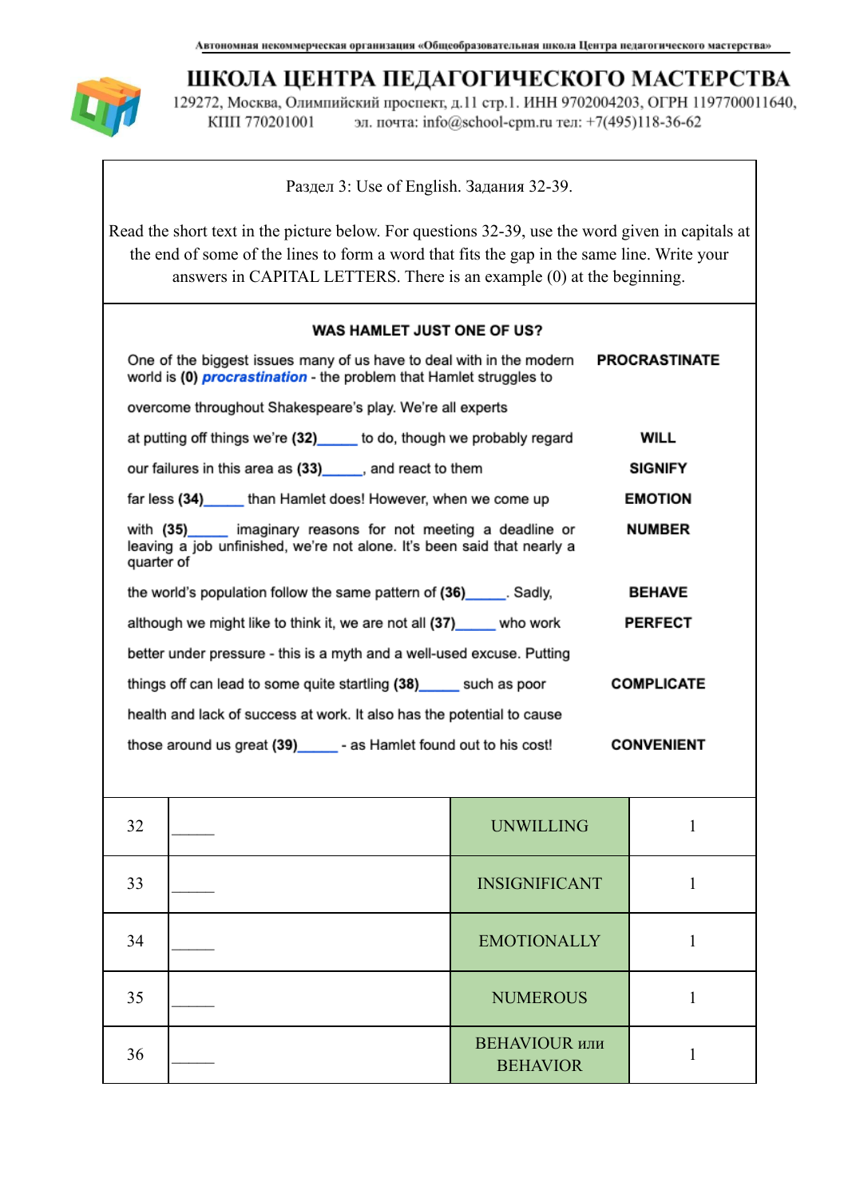Автономная некоммерческая организация «Общеобразовательная школа Центра педагогического мастерства»

# ШКОЛА ЦЕНТРА ПЕДАГОГИЧЕСКОГО МАСТЕРСТВА

129272, Москва, Олимпийский проспект, д.11 стр.1. ИНН 9702004203, ОГРН 1197700011640, КПП 770201001 эл. почта: info@school-cpm.ru тел: +7(495)118-36-62

Раздел 3: Use of English. Задания 32-39.

Read the short text in the picture below. For questions 32-39, use the word given in capitals at the end of some of the lines to form a word that fits the gap in the same line. Write your answers in CAPITAL LETTERS. There is an example (0) at the beginning.

**WAS HAMLET JUST ONE OF US?**

| | |
|---|---|
| One of the biggest issues many of us have to deal with in the modern world is **(0)** ***procrastination*** - the problem that Hamlet struggles to | **PROCRASTINATE** |
| overcome throughout Shakespeare's play. We're all experts | |
| at putting off things we're **(32)**_____ to do, though we probably regard | **WILL** |
| our failures in this area as **(33)**_____, and react to them | **SIGNIFY** |
| far less **(34)**_____ than Hamlet does! However, when we come up | **EMOTION** |
| with **(35)**_____ imaginary reasons for not meeting a deadline or leaving a job unfinished, we're not alone. It's been said that nearly a quarter of | **NUMBER** |
| the world's population follow the same pattern of **(36)**_____. Sadly, | **BEHAVE** |
| although we might like to think it, we are not all **(37)**_____ who work | **PERFECT** |
| better under pressure - this is a myth and a well-used excuse. Putting | |
| things off can lead to some quite startling **(38)**_____ such as poor | **COMPLICATE** |
| health and lack of success at work. It also has the potential to cause | |
| those around us great **(39)**_____ - as Hamlet found out to his cost! | **CONVENIENT** |

| | | | |
|---|---|---|---|
| 32 | _____ | UNWILLING | 1 |
| 33 | _____ | INSIGNIFICANT | 1 |
| 34 | _____ | EMOTIONALLY | 1 |
| 35 | _____ | NUMEROUS | 1 |
| 36 | _____ | BEHAVIOUR или BEHAVIOR | 1 |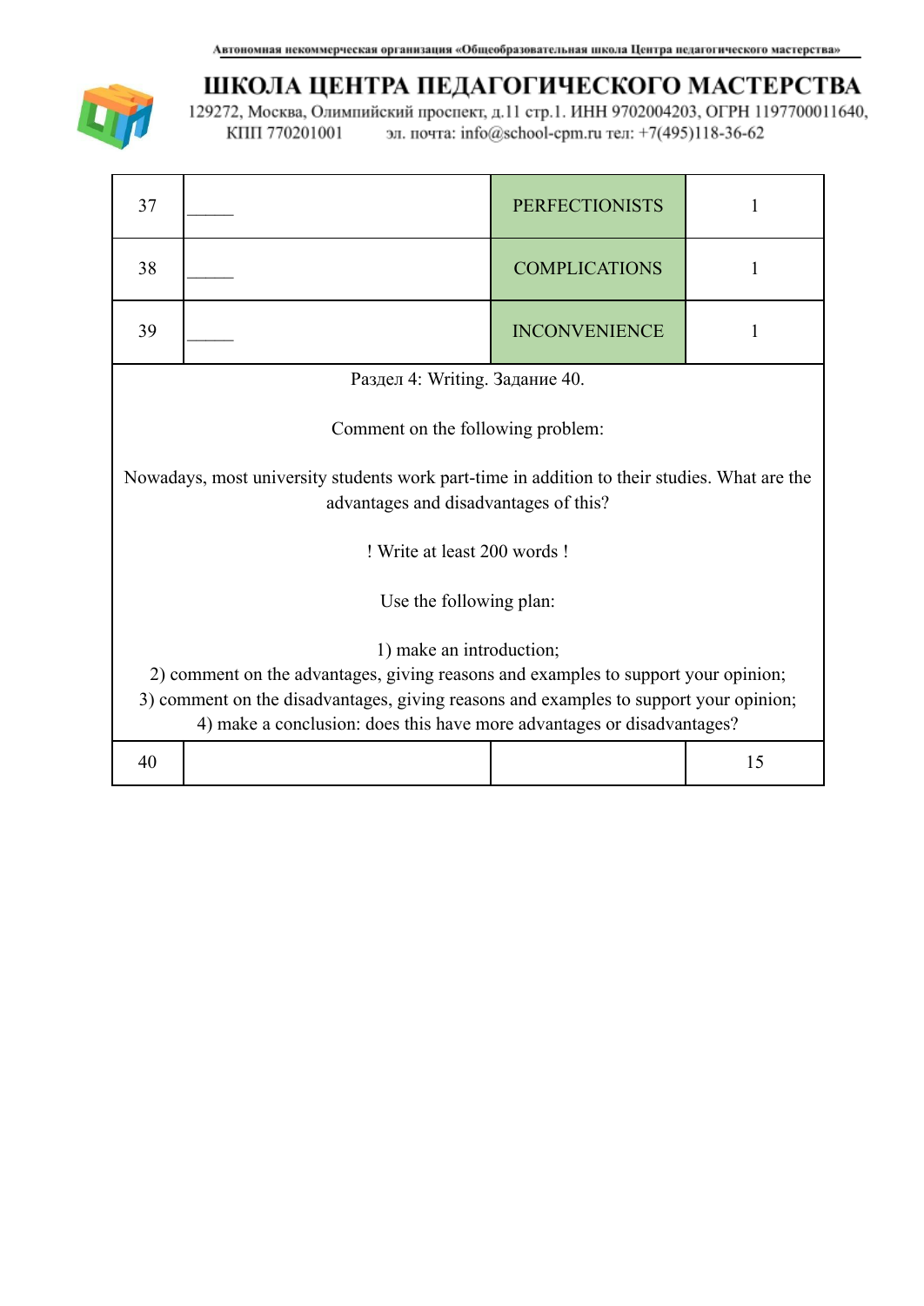| | | | |
|---|---|---|---|
| 37 | _____ | PERFECTIONISTS | 1 |
| 38 | _____ | COMPLICATIONS | 1 |
| 39 | _____ | INCONVENIENCE | 1 |

Раздел 4: Writing. Задание 40.

Comment on the following problem:

Nowadays, most university students work part-time in addition to their studies. What are the advantages and disadvantages of this?

! Write at least 200 words !

Use the following plan:

1) make an introduction;
2) comment on the advantages, giving reasons and examples to support your opinion;
3) comment on the disadvantages, giving reasons and examples to support your opinion;
4) make a conclusion: does this have more advantages or disadvantages?

| | | | |
|---|---|---|---|
| 40 | | | 15 |